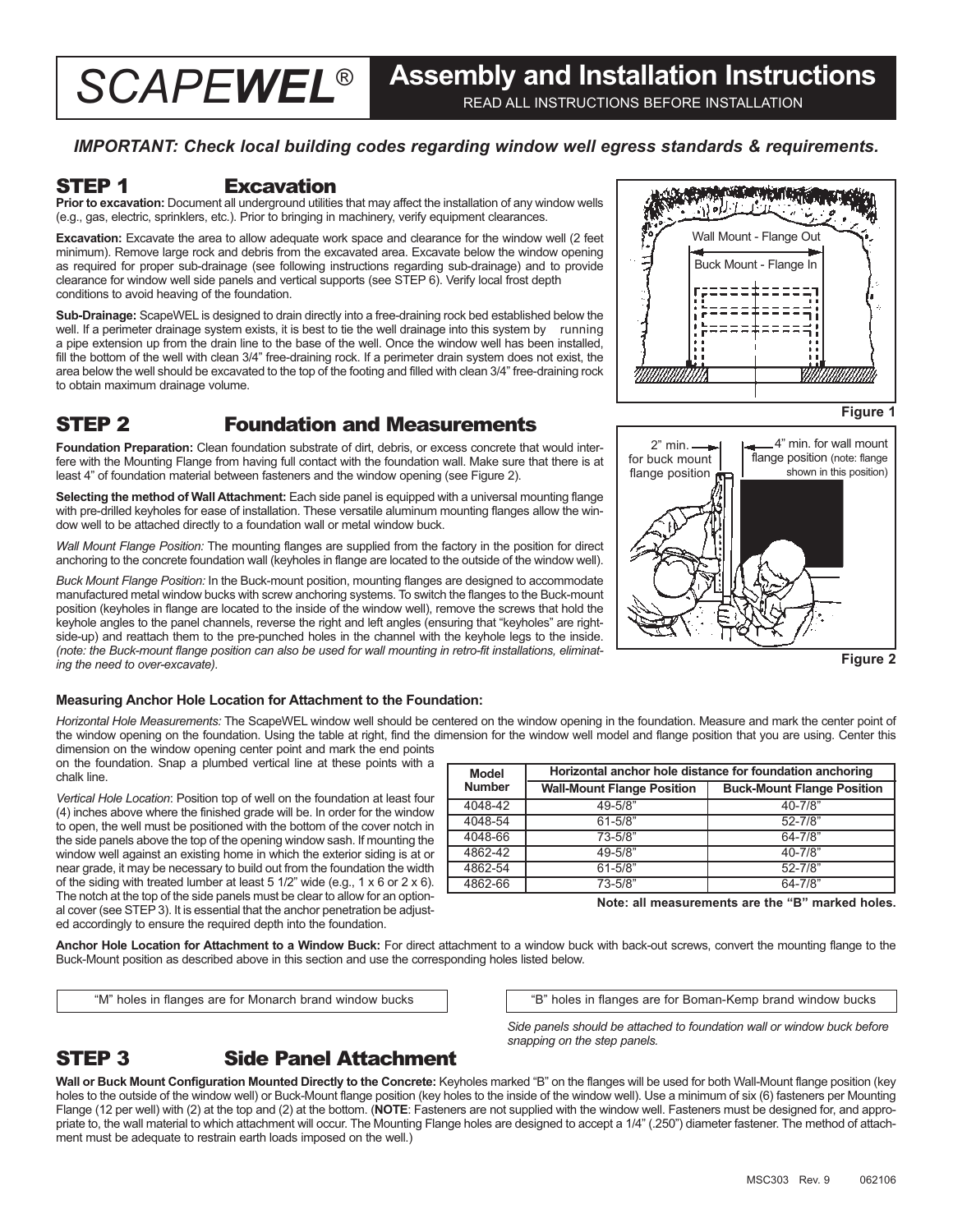# SCAPE*WEL*® Assembly and Installation Instructions

READ ALL INSTRUCTIONS BEFORE INSTALLATION

***IMPORTANT: Check local building codes regarding window well egress standards & requirements.***

## STEP 1 Excavation

**Prior to excavation:** Document all underground utilities that may affect the installation of any window wells (e.g., gas, electric, sprinklers, etc.). Prior to bringing in machinery, verify equipment clearances.

**Excavation:** Excavate the area to allow adequate work space and clearance for the window well (2 feet minimum). Remove large rock and debris from the excavated area. Excavate below the window opening as required for proper sub-drainage (see following instructions regarding sub-drainage) and to provide clearance for window well side panels and vertical supports (see STEP 6). Verify local frost depth conditions to avoid heaving of the foundation.

**Sub-Drainage:** ScapeWEL is designed to drain directly into a free-draining rock bed established below the well. If a perimeter drainage system exists, it is best to tie the well drainage into this system by running a pipe extension up from the drain line to the base of the well. Once the window well has been installed, fill the bottom of the well with clean 3/4" free-draining rock. If a perimeter drain system does not exist, the area below the well should be excavated to the top of the footing and filled with clean 3/4" free-draining rock to obtain maximum drainage volume.

Wall Mount - Flange Out

Buck Mount - Flange In

**Figure 1**

## STEP 2 Foundation and Measurements

**Foundation Preparation:** Clean foundation substrate of dirt, debris, or excess concrete that would interfere with the Mounting Flange from having full contact with the foundation wall. Make sure that there is at least 4" of foundation material between fasteners and the window opening (see Figure 2).

**Selecting the method of Wall Attachment:** Each side panel is equipped with a universal mounting flange with pre-drilled keyholes for ease of installation. These versatile aluminum mounting flanges allow the window well to be attached directly to a foundation wall or metal window buck.

*Wall Mount Flange Position:* The mounting flanges are supplied from the factory in the position for direct anchoring to the concrete foundation wall (keyholes in flange are located to the outside of the window well).

*Buck Mount Flange Position:* In the Buck-mount position, mounting flanges are designed to accommodate manufactured metal window bucks with screw anchoring systems. To switch the flanges to the Buck-mount position (keyholes in flange are located to the inside of the window well), remove the screws that hold the keyhole angles to the panel channels, reverse the right and left angles (ensuring that "keyholes" are right-side-up) and reattach them to the pre-punched holes in the channel with the keyhole legs to the inside. *(note: the Buck-mount flange position can also be used for wall mounting in retro-fit installations, eliminating the need to over-excavate).*

2" min. for buck mount flange position

4" min. for wall mount flange position (note: flange shown in this position)

**Figure 2**

### Measuring Anchor Hole Location for Attachment to the Foundation:

*Horizontal Hole Measurements:* The ScapeWEL window well should be centered on the window opening in the foundation. Measure and mark the center point of the window opening on the foundation. Using the table at right, find the dimension for the window well model and flange position that you are using. Center this dimension on the window opening center point and mark the end points on the foundation. Snap a plumbed vertical line at these points with a chalk line.

*Vertical Hole Location*: Position top of well on the foundation at least four (4) inches above where the finished grade will be. In order for the window to open, the well must be positioned with the bottom of the cover notch in the side panels above the top of the opening window sash. If mounting the window well against an existing home in which the exterior siding is at or near grade, it may be necessary to build out from the foundation the width of the siding with treated lumber at least 5 1/2" wide (e.g., 1 x 6 or 2 x 6). The notch at the top of the side panels must be clear to allow for an optional cover (see STEP 3). It is essential that the anchor penetration be adjusted accordingly to ensure the required depth into the foundation.

| Model Number | Horizontal anchor hole distance for foundation anchoring | |
|---|---|---|
| | Wall-Mount Flange Position | Buck-Mount Flange Position |
| 4048-42 | 49-5/8" | 40-7/8" |
| 4048-54 | 61-5/8" | 52-7/8" |
| 4048-66 | 73-5/8" | 64-7/8" |
| 4862-42 | 49-5/8" | 40-7/8" |
| 4862-54 | 61-5/8" | 52-7/8" |
| 4862-66 | 73-5/8" | 64-7/8" |

**Note: all measurements are the "B" marked holes.**

**Anchor Hole Location for Attachment to a Window Buck:** For direct attachment to a window buck with back-out screws, convert the mounting flange to the Buck-Mount position as described above in this section and use the corresponding holes listed below.

"M" holes in flanges are for Monarch brand window bucks

"B" holes in flanges are for Boman-Kemp brand window bucks

*Side panels should be attached to foundation wall or window buck before snapping on the step panels.*

## STEP 3 Side Panel Attachment

**Wall or Buck Mount Configuration Mounted Directly to the Concrete:** Keyholes marked "B" on the flanges will be used for both Wall-Mount flange position (key holes to the outside of the window well) or Buck-Mount flange position (key holes to the inside of the window well). Use a minimum of six (6) fasteners per Mounting Flange (12 per well) with (2) at the top and (2) at the bottom. (**NOTE**: Fasteners are not supplied with the window well. Fasteners must be designed for, and appropriate to, the wall material to which attachment will occur. The Mounting Flange holes are designed to accept a 1/4" (.250") diameter fastener. The method of attachment must be adequate to restrain earth loads imposed on the well.)

MSC303 Rev. 9 062106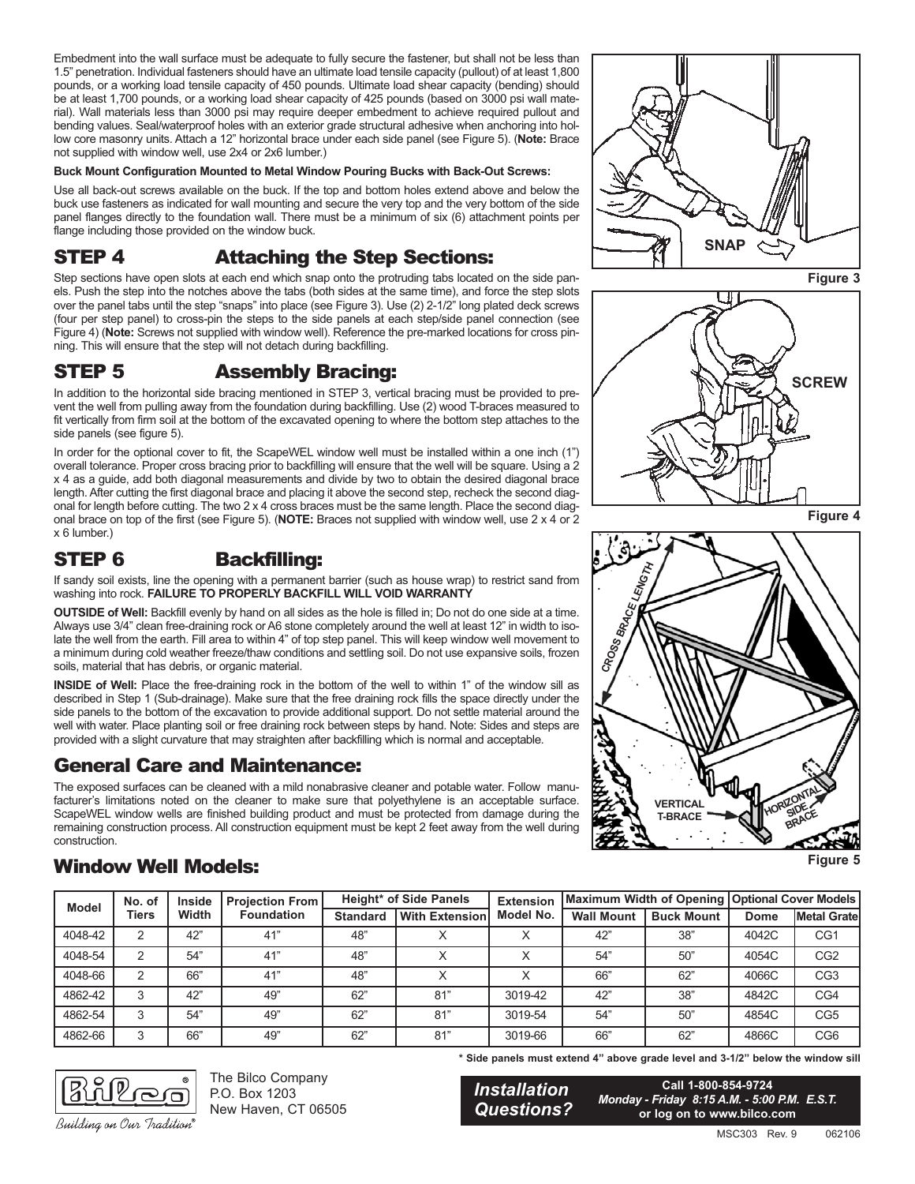Embedment into the wall surface must be adequate to fully secure the fastener, but shall not be less than 1.5" penetration. Individual fasteners should have an ultimate load tensile capacity (pullout) of at least 1,800 pounds, or a working load tensile capacity of 450 pounds. Ultimate load shear capacity (bending) should be at least 1,700 pounds, or a working load shear capacity of 425 pounds (based on 3000 psi wall material). Wall materials less than 3000 psi may require deeper embedment to achieve required pullout and bending values. Seal/waterproof holes with an exterior grade structural adhesive when anchoring into hollow core masonry units. Attach a 12" horizontal brace under each side panel (see Figure 5). (**Note:** Brace not supplied with window well, use 2x4 or 2x6 lumber.)

**Buck Mount Configuration Mounted to Metal Window Pouring Bucks with Back-Out Screws:**

Use all back-out screws available on the buck. If the top and bottom holes extend above and below the buck use fasteners as indicated for wall mounting and secure the very top and the very bottom of the side panel flanges directly to the foundation wall. There must be a minimum of six (6) attachment points per flange including those provided on the window buck.

## STEP 4 Attaching the Step Sections:

Step sections have open slots at each end which snap onto the protruding tabs located on the side panels. Push the step into the notches above the tabs (both sides at the same time), and force the step slots over the panel tabs until the step "snaps" into place (see Figure 3). Use (2) 2-1/2" long plated deck screws (four per step panel) to cross-pin the steps to the side panels at each step/side panel connection (see Figure 4) (**Note:** Screws not supplied with window well). Reference the pre-marked locations for cross pinning. This will ensure that the step will not detach during backfilling.

## STEP 5 Assembly Bracing:

In addition to the horizontal side bracing mentioned in STEP 3, vertical bracing must be provided to prevent the well from pulling away from the foundation during backfilling. Use (2) wood T-braces measured to fit vertically from firm soil at the bottom of the excavated opening to where the bottom step attaches to the side panels (see figure 5).

In order for the optional cover to fit, the ScapeWEL window well must be installed within a one inch (1") overall tolerance. Proper cross bracing prior to backfilling will ensure that the well will be square. Using a 2 x 4 as a guide, add both diagonal measurements and divide by two to obtain the desired diagonal brace length. After cutting the first diagonal brace and placing it above the second step, recheck the second diagonal for length before cutting. The two 2 x 4 cross braces must be the same length. Place the second diagonal brace on top of the first (see Figure 5). (**NOTE:** Braces not supplied with window well, use 2 x 4 or 2 x 6 lumber.)

## STEP 6 Backfilling:

If sandy soil exists, line the opening with a permanent barrier (such as house wrap) to restrict sand from washing into rock. **FAILURE TO PROPERLY BACKFILL WILL VOID WARRANTY**

**OUTSIDE of Well:** Backfill evenly by hand on all sides as the hole is filled in; Do not do one side at a time. Always use 3/4" clean free-draining rock or A6 stone completely around the well at least 12" in width to isolate the well from the earth. Fill area to within 4" of top step panel. This will keep window well movement to a minimum during cold weather freeze/thaw conditions and settling soil. Do not use expansive soils, frozen soils, material that has debris, or organic material.

**INSIDE of Well:** Place the free-draining rock in the bottom of the well to within 1" of the window sill as described in Step 1 (Sub-drainage). Make sure that the free draining rock fills the space directly under the side panels to the bottom of the excavation to provide additional support. Do not settle material around the well with water. Place planting soil or free draining rock between steps by hand. Note: Sides and steps are provided with a slight curvature that may straighten after backfilling which is normal and acceptable.

## General Care and Maintenance:

The exposed surfaces can be cleaned with a mild nonabrasive cleaner and potable water. Follow manufacturer's limitations noted on the cleaner to make sure that polyethylene is an acceptable surface. ScapeWEL window wells are finished building product and must be protected from damage during the remaining construction process. All construction equipment must be kept 2 feet away from the well during construction.

SNAP

Figure 3

SCREW

Figure 4

CROSS BRACE LENGTH

VERTICAL T-BRACE

HORIZONTAL SIDE BRACE

Figure 5

## Window Well Models:

| Model | No. of Tiers | Inside Width | Projection From Foundation | Height* of Side Panels | | Extension Model No. | Maximum Width of Opening | | Optional Cover Models | |
|---|---|---|---|---|---|---|---|---|---|---|
| | | | | Standard | With Extension | | Wall Mount | Buck Mount | Dome | Metal Grate |
| 4048-42 | 2 | 42" | 41" | 48" | X | X | 42" | 38" | 4042C | CG1 |
| 4048-54 | 2 | 54" | 41" | 48" | X | X | 54" | 50" | 4054C | CG2 |
| 4048-66 | 2 | 66" | 41" | 48" | X | X | 66" | 62" | 4066C | CG3 |
| 4862-42 | 3 | 42" | 49" | 62" | 81" | 3019-42 | 42" | 38" | 4842C | CG4 |
| 4862-54 | 3 | 54" | 49" | 62" | 81" | 3019-54 | 54" | 50" | 4854C | CG5 |
| 4862-66 | 3 | 66" | 49" | 62" | 81" | 3019-66 | 66" | 62" | 4866C | CG6 |

**\* Side panels must extend 4" above grade level and 3-1/2" below the window sill**

Bilco® *Building on Our Tradition®*

The Bilco Company
P.O. Box 1203
New Haven, CT 06505

***Installation Questions?*** **Call 1-800-854-9724** ***Monday - Friday 8:15 A.M. - 5:00 P.M. E.S.T.*** **or log on to www.bilco.com**

MSC303 Rev. 9 062106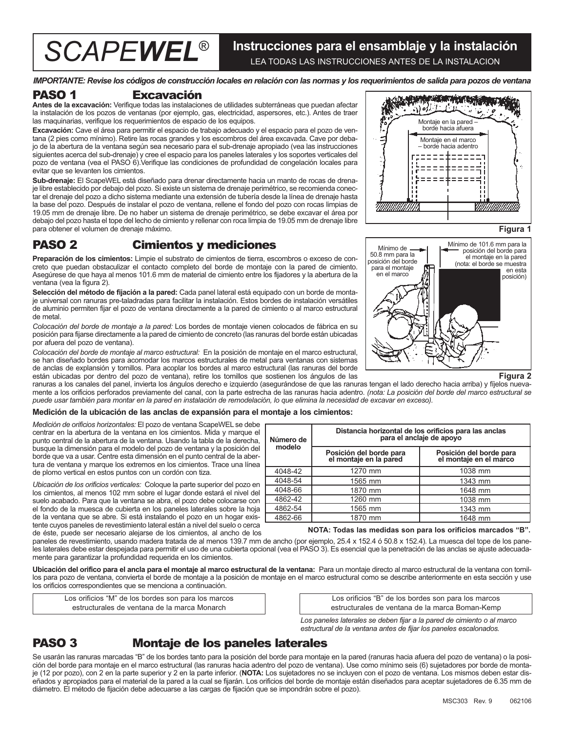# SCAPE*WEL*®

## Instrucciones para el ensamblaje y la instalación

LEA TODAS LAS INSTRUCCIONES ANTES DE LA INSTALACION

***IMPORTANTE: Revise los códigos de construcción locales en relación con las normas y los requerimientos de salida para pozos de ventana***

## PASO 1 Excavación

**Antes de la excavación:** Verifique todas las instalaciones de utilidades subterráneas que puedan afectar la instalación de los pozos de ventanas (por ejemplo, gas, electricidad, aspersores, etc.). Antes de traer las maquinarias, verifique los requerimientos de espacio de los equipos.

**Excavación:** Cave el área para permitir el espacio de trabajo adecuado y el espacio para el pozo de ventana (2 pies como mínimo). Retire las rocas grandes y los escombros del área excavada. Cave por debajo de la abertura de la ventana según sea necesario para el sub-drenaje apropiado (vea las instrucciones siguientes acerca del sub-drenaje) y cree el espacio para los paneles laterales y los soportes verticales del pozo de ventana (vea el PASO 6).Verifique las condiciones de profundidad de congelación locales para evitar que se levanten los cimientos.

**Sub-drenaje:** El ScapeWEL está diseñado para drenar directamente hacia un manto de rocas de drenaje libre establecido por debajo del pozo. Si existe un sistema de drenaje perimétrico, se recomienda conectar el drenaje del pozo a dicho sistema mediante una extensión de tubería desde la línea de drenaje hasta la base del pozo. Después de instalar el pozo de ventana, rellene el fondo del pozo con rocas limpias de 19.05 mm de drenaje libre. De no haber un sistema de drenaje perimétrico, se debe excavar el área por debajo del pozo hasta el tope del lecho de cimiento y rellenar con roca limpia de 19.05 mm de drenaje libre para obtener el volumen de drenaje máximo.

Montaje en la pared – borde hacia afuera

Montaje en el marco – borde hacia adentro

Figura 1

## PASO 2 Cimientos y mediciones

**Preparación de los cimientos:** Limpie el substrato de cimientos de tierra, escombros o exceso de concreto que puedan obstaculizar el contacto completo del borde de montaje con la pared de cimiento. Asegúrese de que haya al menos 101.6 mm de material de cimiento entre los fijadores y la abertura de la ventana (vea la figura 2).

**Selección del método de fijación a la pared:** Cada panel lateral está equipado con un borde de montaje universal con ranuras pre-taladradas para facilitar la instalación. Estos bordes de instalación versátiles de aluminio permiten fijar el pozo de ventana directamente a la pared de cimiento o al marco estructural de metal.

*Colocación del borde de montaje a la pared:* Los bordes de montaje vienen colocados de fábrica en su posición para fijarse directamente a la pared de cimiento de concreto (las ranuras del borde están ubicadas por afuera del pozo de ventana).

*Colocación del borde de montaje al marco estructural:* En la posición de montaje en el marco estructural, se han diseñado bordes para acomodar los marcos estructurales de metal para ventanas con sistemas de anclas de explansión y tornillos. Para acoplar los bordes al marco estructural (las ranuras del borde están ubicadas por dentro del pozo de ventana), retire los tornillos que sostienen los ángulos de las ranuras a los canales del panel, invierta los ángulos derecho e izquierdo (asegurándose de que las ranuras tengan el lado derecho hacia arriba) y fíjelos nuevamente a los orificios perforados previamente del canal, con la parte estrecha de las ranuras hacia adentro. *(nota: La posición del borde del marco estructural se puede usar también para montar en la pared en instalación de remodelación, lo que elimina la necesidad de excavar en exceso).*

Mínimo de 50.8 mm para la posición del borde para el montaje en el marco

Mínimo de 101.6 mm para la posición del borde para el montaje en la pared (nota: el borde se muestra en esta posición)

Figura 2

**Medición de la ubicación de las anclas de expansión para el montaje a los cimientos:**

*Medición de orificios horizontales:* El pozo de ventana ScapeWEL se debe centrar en la abertura de la ventana en los cimientos. Mida y marque el punto central de la abertura de la ventana. Usando la tabla de la derecha, busque la dimensión para el modelo del pozo de ventana y la posición del borde que va a usar. Centre esta dimensión en el punto central de la abertura de ventana y marque los extremos en los cimientos. Trace una línea de plomo vertical en estos puntos con un cordón con tiza.

| Número de modelo | Distancia horizontal de los orificios para las anclas para el anclaje de apoyo | |
|---|---|---|
| | Posición del borde para el montaje en la pared | Posición del borde para el montaje en el marco |
| 4048-42 | 1270 mm | 1038 mm |
| 4048-54 | 1565 mm | 1343 mm |
| 4048-66 | 1870 mm | 1648 mm |
| 4862-42 | 1260 mm | 1038 mm |
| 4862-54 | 1565 mm | 1343 mm |
| 4862-66 | 1870 mm | 1648 mm |

**NOTA: Todas las medidas son para los orificios marcados "B".**

*Ubicación de los orificios verticales:* Coloque la parte superior del pozo en los cimientos, al menos 102 mm sobre el lugar donde estará el nivel del suelo acabado. Para que la ventana se abra, el pozo debe colocarse con el fondo de la muesca de cubierta en los paneles laterales sobre la hoja de la ventana que se abre. Si está instalando el pozo en un hogar existente cuyos paneles de revestimiento lateral están a nivel del suelo o cerca de éste, puede ser necesario alejarse de los cimientos, al ancho de los paneles de revestimiento, usando madera tratada de al menos 139.7 mm de ancho (por ejemplo, 25.4 x 152.4 ó 50.8 x 152.4). La muesca del tope de los paneles laterales debe estar despejada para permitir el uso de una cubierta opcional (vea el PASO 3). Es esencial que la penetración de las anclas se ajuste adecuadamente para garantizar la profundidad requerida en los cimientos.

**Ubicación del orifico para el ancla para el montaje al marco estructural de la ventana:** Para un montaje directo al marco estructural de la ventana con tornillos para pozo de ventana, convierta el borde de montaje a la posición de montaje en el marco estructural como se describe anteriormente en esta sección y use los orificios correspondientes que se menciona a continuación.

Los orificios "M" de los bordes son para los marcos estructurales de ventana de la marca Monarch

Los orificios "B" de los bordes son para los marcos estructurales de ventana de la marca Boman-Kemp

*Los paneles laterales se deben fijar a la pared de cimiento o al marco estructural de la ventana antes de fijar los paneles escalonados.*

## PASO 3 Montaje de los paneles laterales

Se usarán las ranuras marcadas "B" de los bordes tanto para la posición del borde para montaje en la pared (ranuras hacia afuera del pozo de ventana) o la posición del borde para montaje en el marco estructural (las ranuras hacia adentro del pozo de ventana). Use como mínimo seis (6) sujetadores por borde de montaje (12 por pozo), con 2 en la parte superior y 2 en la parte inferior. (**NOTA:** Los sujetadores no se incluyen con el pozo de ventana. Los mismos deben estar diseñados y apropiados para el material de la pared a la cual se fijarán. Los orificios del borde de montaje están diseñados para aceptar sujetadores de 6.35 mm de diámetro. El método de fijación debe adecuarse a las cargas de fijación que se impondrán sobre el pozo).

MSC303 Rev. 9 062106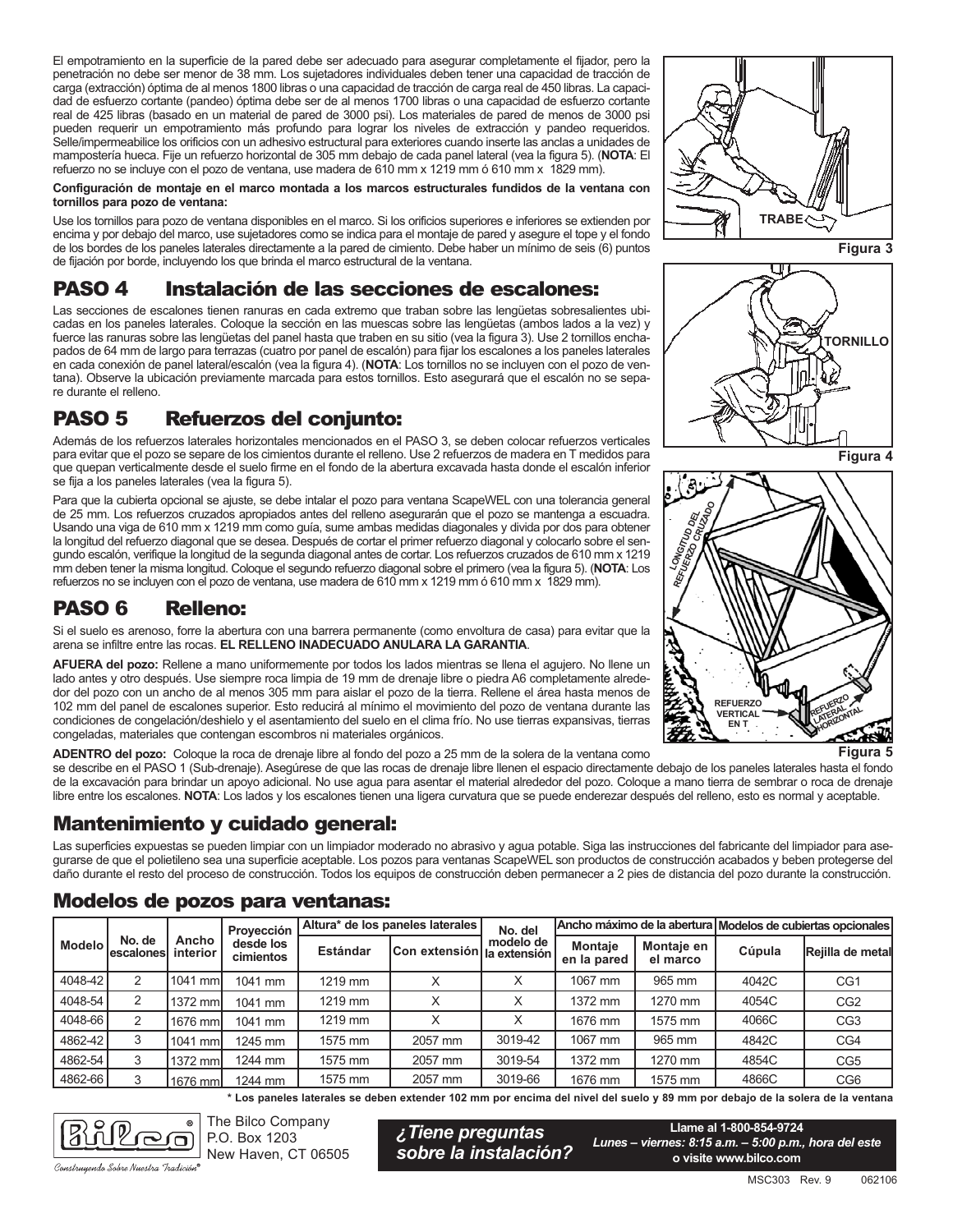El empotramiento en la superficie de la pared debe ser adecuado para asegurar completamente el fijador, pero la penetración no debe ser menor de 38 mm. Los sujetadores individuales deben tener una capacidad de tracción de carga (extracción) óptima de al menos 1800 libras o una capacidad de tracción de carga real de 450 libras. La capacidad de esfuerzo cortante (pandeo) óptima debe ser de al menos 1700 libras o una capacidad de esfuerzo cortante real de 425 libras (basado en un material de pared de 3000 psi). Los materiales de pared de menos de 3000 psi pueden requerir un empotramiento más profundo para lograr los niveles de extracción y pandeo requeridos. Selle/impermeabilice los orificios con un adhesivo estructural para exteriores cuando inserte las anclas a unidades de mampostería hueca. Fije un refuerzo horizontal de 305 mm debajo de cada panel lateral (vea la figura 5). (**NOTA**: El refuerzo no se incluye con el pozo de ventana, use madera de 610 mm x 1219 mm ó 610 mm x 1829 mm).

**Configuración de montaje en el marco montada a los marcos estructurales fundidos de la ventana con tornillos para pozo de ventana:**

Use los tornillos para pozo de ventana disponibles en el marco. Si los orificios superiores e inferiores se extienden por encima y por debajo del marco, use sujetadores como se indica para el montaje de pared y asegure el tope y el fondo de los bordes de los paneles laterales directamente a la pared de cimiento. Debe haber un mínimo de seis (6) puntos de fijación por borde, incluyendo los que brinda el marco estructural de la ventana.

## PASO 4 Instalación de las secciones de escalones:

Las secciones de escalones tienen ranuras en cada extremo que traban sobre las lengüetas sobresalientes ubicadas en los paneles laterales. Coloque la sección en las muescas sobre las lengüetas (ambos lados a la vez) y fuerce las ranuras sobre las lengüetas del panel hasta que traben en su sitio (vea la figura 3). Use 2 tornillos enchapados de 64 mm de largo para terrazas (cuatro por panel de escalón) para fijar los escalones a los paneles laterales en cada conexión de panel lateral/escalón (vea la figura 4). (**NOTA**: Los tornillos no se incluyen con el pozo de ventana). Observe la ubicación previamente marcada para estos tornillos. Esto asegurará que el escalón no se separe durante el relleno.

## PASO 5 Refuerzos del conjunto:

Además de los refuerzos laterales horizontales mencionados en el PASO 3, se deben colocar refuerzos verticales para evitar que el pozo se separe de los cimientos durante el relleno. Use 2 refuerzos de madera en T medidos para que quepan verticalmente desde el suelo firme en el fondo de la abertura excavada hasta donde el escalón inferior se fija a los paneles laterales (vea la figura 5).

Para que la cubierta opcional se ajuste, se debe intalar el pozo para ventana ScapeWEL con una tolerancia general de 25 mm. Los refuerzos cruzados apropiados antes del relleno asegurarán que el pozo se mantenga a escuadra. Usando una viga de 610 mm x 1219 mm como guía, sume ambas medidas diagonales y divida por dos para obtener la longitud del refuerzo diagonal que se desea. Después de cortar el primer refuerzo diagonal y colocarlo sobre el sengundo escalón, verifique la longitud de la segunda diagonal antes de cortar. Los refuerzos cruzados de 610 mm x 1219 mm deben tener la misma longitud. Coloque el segundo refuerzo diagonal sobre el primero (vea la figura 5). (**NOTA**: Los refuerzos no se incluyen con el pozo de ventana, use madera de 610 mm x 1219 mm ó 610 mm x 1829 mm).

## PASO 6 Relleno:

Si el suelo es arenoso, forre la abertura con una barrera permanente (como envoltura de casa) para evitar que la arena se infiltre entre las rocas. **EL RELLENO INADECUADO ANULARA LA GARANTIA**.

**AFUERA del pozo:** Rellene a mano uniformemente por todos los lados mientras se llena el agujero. No llene un lado antes y otro después. Use siempre roca limpia de 19 mm de drenaje libre o piedra A6 completamente alrededor del pozo con un ancho de al menos 305 mm para aislar el pozo de la tierra. Rellene el área hasta menos de 102 mm del panel de escalones superior. Esto reducirá al mínimo el movimiento del pozo de ventana durante las condiciones de congelación/deshielo y el asentamiento del suelo en el clima frío. No use tierras expansivas, tierras congeladas, materiales que contengan escombros ni materiales orgánicos.

**ADENTRO del pozo:** Coloque la roca de drenaje libre al fondo del pozo a 25 mm de la solera de la ventana como se describe en el PASO 1 (Sub-drenaje). Asegúrese de que las rocas de drenaje libre llenen el espacio directamente debajo de los paneles laterales hasta el fondo de la excavación para brindar un apoyo adicional. No use agua para asentar el material alrededor del pozo. Coloque a mano tierra de sembrar o roca de drenaje libre entre los escalones. **NOTA**: Los lados y los escalones tienen una ligera curvatura que se puede enderezar después del relleno, esto es normal y aceptable.

TRABE

Figura 3

TORNILLO

Figura 4

LONGITUD DEL REFUERZO CRUZADO

REFUERZO VERTICAL EN T

REFUERZO LATERAL HORIZONTAL

Figura 5

## Mantenimiento y cuidado general:

Las superficies expuestas se pueden limpiar con un limpiador moderado no abrasivo y agua potable. Siga las instrucciones del fabricante del limpiador para asegurarse de que el polietileno sea una superficie aceptable. Los pozos para ventanas ScapeWEL son productos de construcción acabados y beben protegerse del daño durante el resto del proceso de construcción. Todos los equipos de construcción deben permanecer a 2 pies de distancia del pozo durante la construcción.

## Modelos de pozos para ventanas:

| Modelo | No. de escalones | Ancho interior | Proyección desde los cimientos | Altura* de los paneles laterales | | No. del modelo de la extensión | Ancho máximo de la abertura | | Modelos de cubiertas opcionales | |
|---|---|---|---|---|---|---|---|---|---|---|
| | | | | Estándar | Con extensión | | Montaje en la pared | Montaje en el marco | Cúpula | Rejilla de metal |
| 4048-42 | 2 | 1041 mm | 1041 mm | 1219 mm | X | X | 1067 mm | 965 mm | 4042C | CG1 |
| 4048-54 | 2 | 1372 mm | 1041 mm | 1219 mm | X | X | 1372 mm | 1270 mm | 4054C | CG2 |
| 4048-66 | 2 | 1676 mm | 1041 mm | 1219 mm | X | X | 1676 mm | 1575 mm | 4066C | CG3 |
| 4862-42 | 3 | 1041 mm | 1245 mm | 1575 mm | 2057 mm | 3019-42 | 1067 mm | 965 mm | 4842C | CG4 |
| 4862-54 | 3 | 1372 mm | 1244 mm | 1575 mm | 2057 mm | 3019-54 | 1372 mm | 1270 mm | 4854C | CG5 |
| 4862-66 | 3 | 1676 mm | 1244 mm | 1575 mm | 2057 mm | 3019-66 | 1676 mm | 1575 mm | 4866C | CG6 |

**\* Los paneles laterales se deben extender 102 mm por encima del nivel del suelo y 89 mm por debajo de la solera de la ventana**

Bilco®
*Construyendo Sobre Nuestra Tradición®*

The Bilco Company
P.O. Box 1203
New Haven, CT 06505

***¿Tiene preguntas sobre la instalación?***

**Llame al 1-800-854-9724**
***Lunes – viernes: 8:15 a.m. – 5:00 p.m., hora del este***
**o visite www.bilco.com**

MSC303 Rev. 9 062106